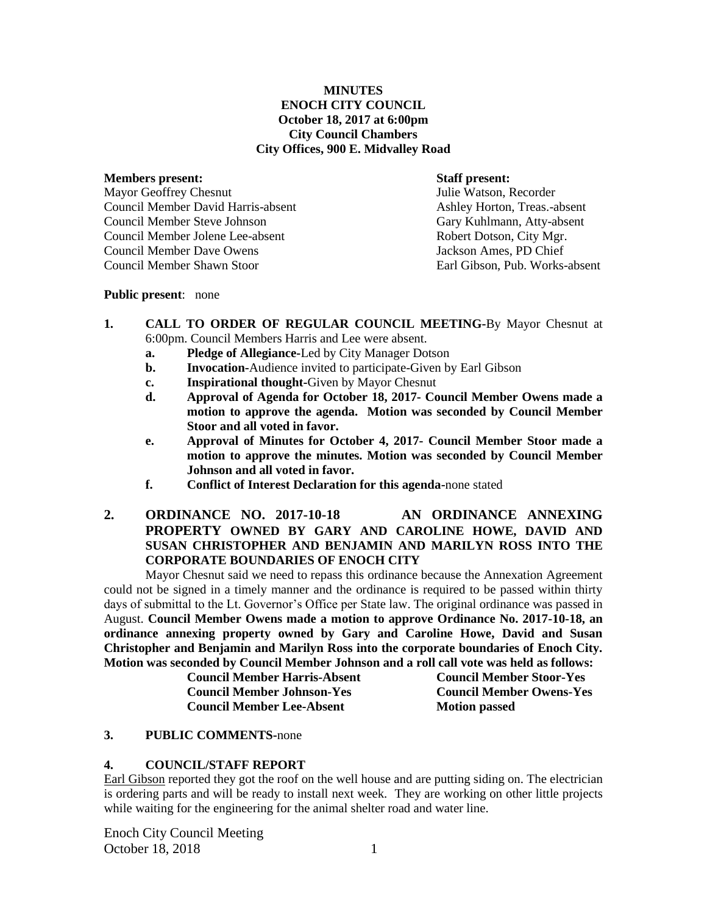**MINUTES**
**ENOCH CITY COUNCIL**
**October 18, 2017 at 6:00pm**
**City Council Chambers**
**City Offices, 900 E. Midvalley Road**

| **Members present:** | **Staff present:** |
|---|---|
| Mayor Geoffrey Chesnut | Julie Watson, Recorder |
| Council Member David Harris-absent | Ashley Horton, Treas.-absent |
| Council Member Steve Johnson | Gary Kuhlmann, Atty-absent |
| Council Member Jolene Lee-absent | Robert Dotson, City Mgr. |
| Council Member Dave Owens | Jackson Ames, PD Chief |
| Council Member Shawn Stoor | Earl Gibson, Pub. Works-absent |

**Public present**: none

1. **CALL TO ORDER OF REGULAR COUNCIL MEETING-**By Mayor Chesnut at 6:00pm. Council Members Harris and Lee were absent.
   a. **Pledge of Allegiance-**Led by City Manager Dotson
   b. **Invocation-**Audience invited to participate-Given by Earl Gibson
   c. **Inspirational thought-**Given by Mayor Chesnut
   d. **Approval of Agenda for October 18, 2017- Council Member Owens made a motion to approve the agenda. Motion was seconded by Council Member Stoor and all voted in favor.**
   e. **Approval of Minutes for October 4, 2017- Council Member Stoor made a motion to approve the minutes. Motion was seconded by Council Member Johnson and all voted in favor.**
   f. **Conflict of Interest Declaration for this agenda-**none stated

2. **ORDINANCE NO. 2017-10-18 AN ORDINANCE ANNEXING PROPERTY OWNED BY GARY AND CAROLINE HOWE, DAVID AND SUSAN CHRISTOPHER AND BENJAMIN AND MARILYN ROSS INTO THE CORPORATE BOUNDARIES OF ENOCH CITY**

Mayor Chesnut said we need to repass this ordinance because the Annexation Agreement could not be signed in a timely manner and the ordinance is required to be passed within thirty days of submittal to the Lt. Governor's Office per State law. The original ordinance was passed in August. **Council Member Owens made a motion to approve Ordinance No. 2017-10-18, an ordinance annexing property owned by Gary and Caroline Howe, David and Susan Christopher and Benjamin and Marilyn Ross into the corporate boundaries of Enoch City. Motion was seconded by Council Member Johnson and a roll call vote was held as follows:**

| | |
|---|---|
| **Council Member Harris-Absent** | **Council Member Stoor-Yes** |
| **Council Member Johnson-Yes** | **Council Member Owens-Yes** |
| **Council Member Lee-Absent** | **Motion passed** |

3. **PUBLIC COMMENTS-**none

4. **COUNCIL/STAFF REPORT**

Earl Gibson reported they got the roof on the well house and are putting siding on. The electrician is ordering parts and will be ready to install next week. They are working on other little projects while waiting for the engineering for the animal shelter road and water line.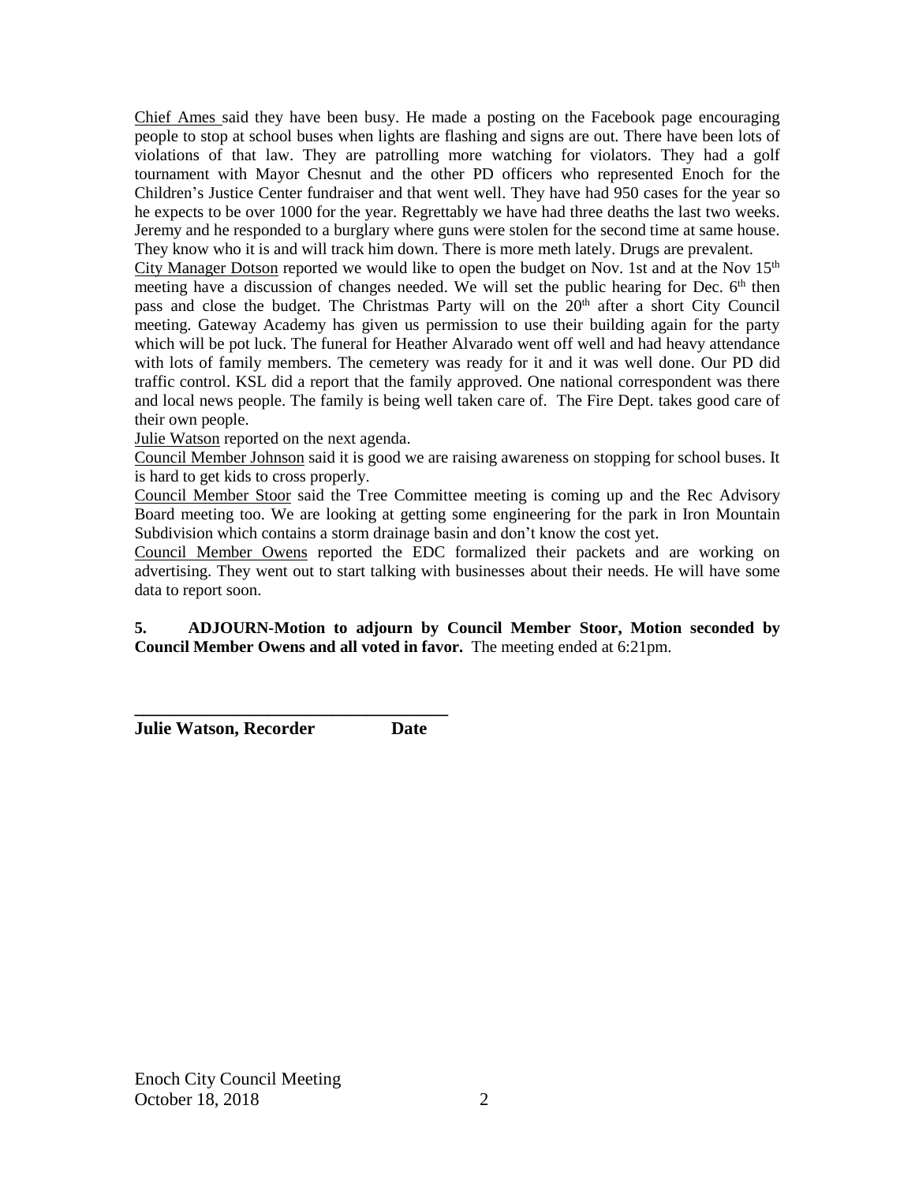Chief Ames said they have been busy. He made a posting on the Facebook page encouraging people to stop at school buses when lights are flashing and signs are out. There have been lots of violations of that law. They are patrolling more watching for violators. They had a golf tournament with Mayor Chesnut and the other PD officers who represented Enoch for the Children's Justice Center fundraiser and that went well. They have had 950 cases for the year so he expects to be over 1000 for the year. Regrettably we have had three deaths the last two weeks. Jeremy and he responded to a burglary where guns were stolen for the second time at same house. They know who it is and will track him down. There is more meth lately. Drugs are prevalent.

City Manager Dotson reported we would like to open the budget on Nov. 1st and at the Nov 15th meeting have a discussion of changes needed. We will set the public hearing for Dec. 6th then pass and close the budget. The Christmas Party will on the 20th after a short City Council meeting. Gateway Academy has given us permission to use their building again for the party which will be pot luck. The funeral for Heather Alvarado went off well and had heavy attendance with lots of family members. The cemetery was ready for it and it was well done. Our PD did traffic control. KSL did a report that the family approved. One national correspondent was there and local news people. The family is being well taken care of. The Fire Dept. takes good care of their own people.

Julie Watson reported on the next agenda.

Council Member Johnson said it is good we are raising awareness on stopping for school buses. It is hard to get kids to cross properly.

Council Member Stoor said the Tree Committee meeting is coming up and the Rec Advisory Board meeting too. We are looking at getting some engineering for the park in Iron Mountain Subdivision which contains a storm drainage basin and don't know the cost yet.

Council Member Owens reported the EDC formalized their packets and are working on advertising. They went out to start talking with businesses about their needs. He will have some data to report soon.

**5. ADJOURN-Motion to adjourn by Council Member Stoor, Motion seconded by Council Member Owens and all voted in favor.** The meeting ended at 6:21pm.

**____________________________________**

**Julie Watson, Recorder Date**

Enoch City Council Meeting
October 18, 2018